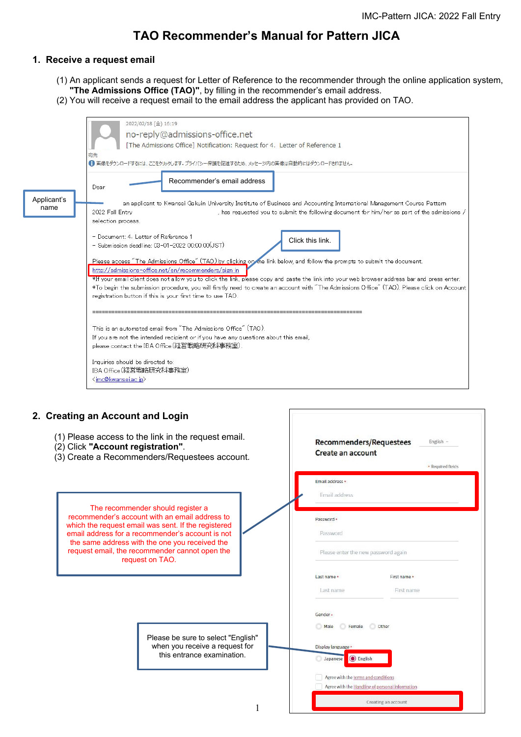# TAO Recommender's Manual for Pattern JICA

## 1. Receive a request email

(1) An applicant sends a request for Letter of Reference to the recommender through the online application system, **"The Admissions Office (TAO)"**, by filling in the recommender's email address.
(2) You will receive a request email to the email address the applicant has provided on TAO.

2022/02/18 (金) 16:19
no-reply@admissions-office.net
[The Admissions Office] Notification: Request for 4. Letter of Reference 1
宛先
画像をダウンロードするには、ここをクリックします。プライバシー保護を促進するため、メッセージ内の画像は自動的にはダウンロードされません。

Recommender's email address

Dear

Applicant's name

an applicant to Kwansei Gakuin University Institute of Business and Accounting International Management Course Pattern 2022 Fall Entry , has requested you to submit the following document for him/her as part of the admissions / selection process.

- Document: 4. Letter of Reference 1
- Submission deadline: 03-01-2022 00:00:00(JST)

Click this link.

Please access "The Admissions Office" (TAO) by clicking on the link below, and follow the prompts to submit the document.
http://admissions-office.net/en/recommenders/sign_in
*If your email client does not allow you to click the link, please copy and paste the link into your web browser address bar and press enter.
*To begin the submission procedure, you will firstly need to create an account with "The Admissions Office" (TAO). Please click on Account registration button if this is your first time to use TAO.

==========================================================================

This is an automated email from "The Admissions Office" (TAO).
If you are not the intended recipient or if you have any questions about this email,
please contact the IBA Office (経営戦略研究科事務室).

Inquiries should be directed to:
IBA Office (経営戦略研究科事務室)
<imc@kwansei.ac.jp>

## 2. Creating an Account and Login

(1) Please access to the link in the request email.
(2) Click **"Account registration"**.
(3) Create a Recommenders/Requestees account.

The recommender should register a recommender's account with an email address to which the request email was sent. If the registered email address for a recommender's account is not the same address with the one you received the request email, the recommender cannot open the request on TAO.

Please be sure to select "English" when you receive a request for this entrance examination.

Recommenders/Requestees
Create an account
English
* Required fields
Email address *
Email address
Password *
Password
Please enter the new password again
Last name * First name *
Last name First name
Gender *
Male Female Other
Display language *
Japanese English
Agree with the terms and conditions
Agree with the Handling of personal information
Creating an account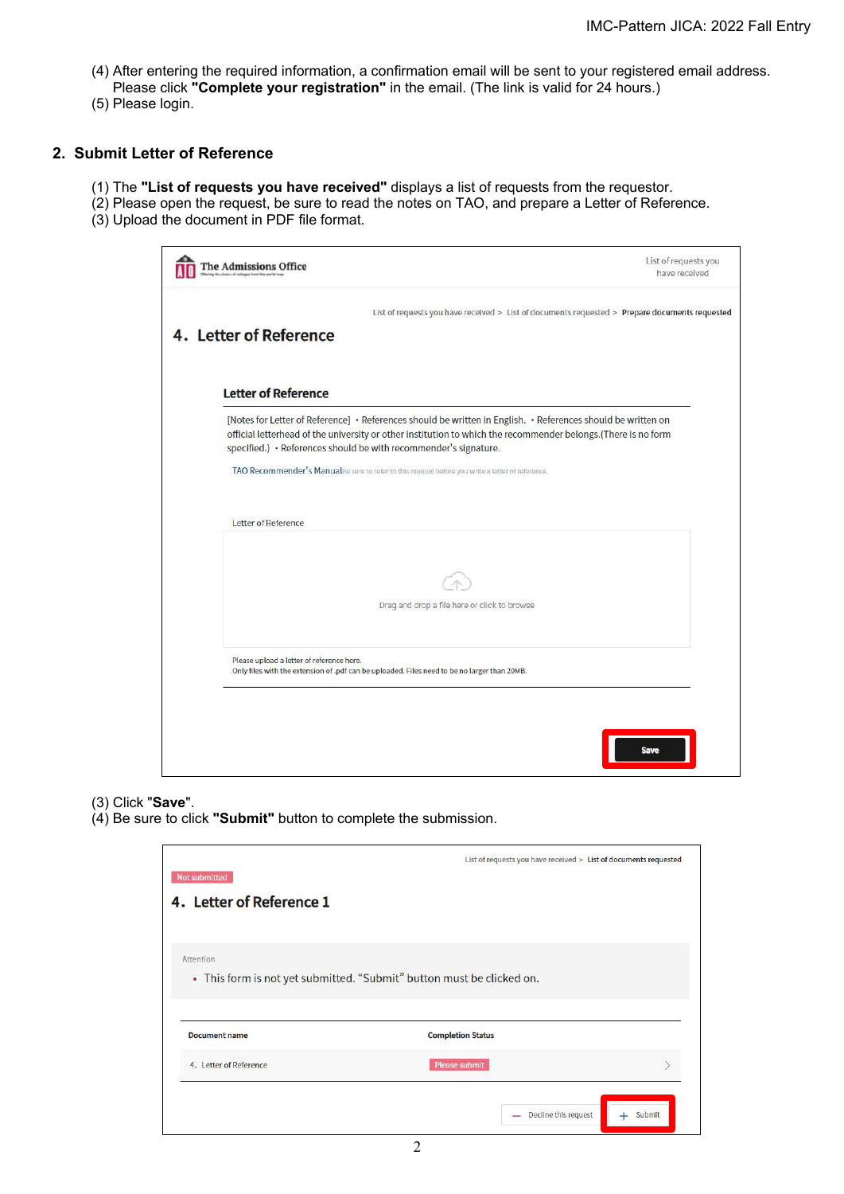(4) After entering the required information, a confirmation email will be sent to your registered email address. Please click **"Complete your registration"** in the email. (The link is valid for 24 hours.)
(5) Please login.

## 2. Submit Letter of Reference

(1) The **"List of requests you have received"** displays a list of requests from the requestor.
(2) Please open the request, be sure to read the notes on TAO, and prepare a Letter of Reference.
(3) Upload the document in PDF file format.

The Admissions Office

List of requests you have received

List of requests you have received > List of documents requested > Prepare documents requested

### 4. Letter of Reference

**Letter of Reference**

[Notes for Letter of Reference] ・References should be written in English. ・References should be written on official letterhead of the university or other institution to which the recommender belongs.(There is no form specified.) ・References should be with recommender's signature.

TAO Recommender's Manual Be sure to refer to this manual before you write a letter of reference.

Letter of Reference

Drag and drop a file here or click to browse

Please upload a letter of reference here.
Only files with the extension of .pdf can be uploaded. Files need to be no larger than 20MB.

Save

(3) Click "**Save**".
(4) Be sure to click **"Submit"** button to complete the submission.

List of requests you have received > List of documents requested

Not submitted

### 4. Letter of Reference 1

Attention

- This form is not yet submitted. "Submit" button must be clicked on.

| Document name | Completion Status |
| --- | --- |
| 4. Letter of Reference | Please submit |

— Decline this request   + Submit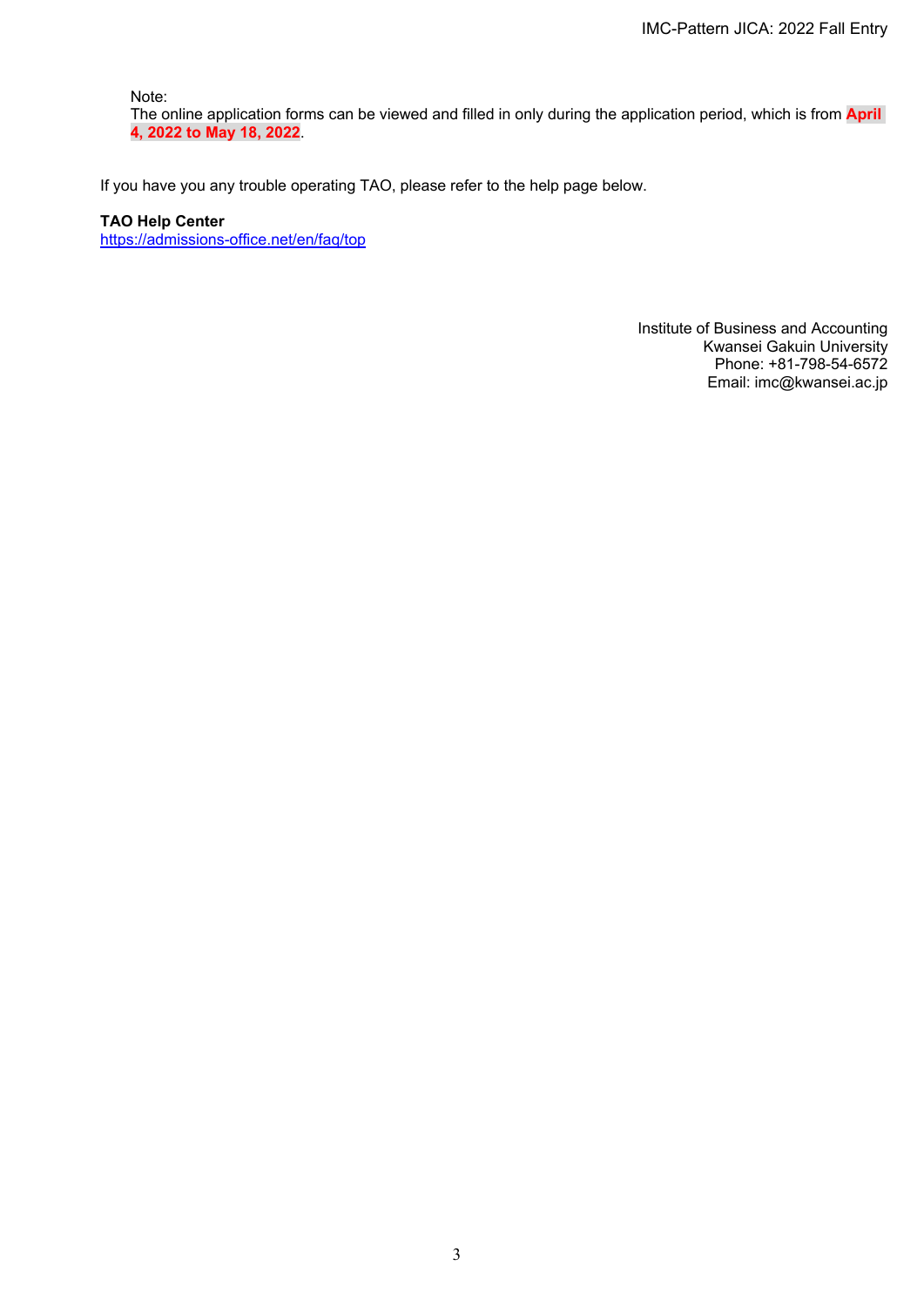Note:
The online application forms can be viewed and filled in only during the application period, which is from **April 4, 2022 to May 18, 2022**.

If you have you any trouble operating TAO, please refer to the help page below.

**TAO Help Center**
https://admissions-office.net/en/faq/top

Institute of Business and Accounting
Kwansei Gakuin University
Phone: +81-798-54-6572
Email: imc@kwansei.ac.jp